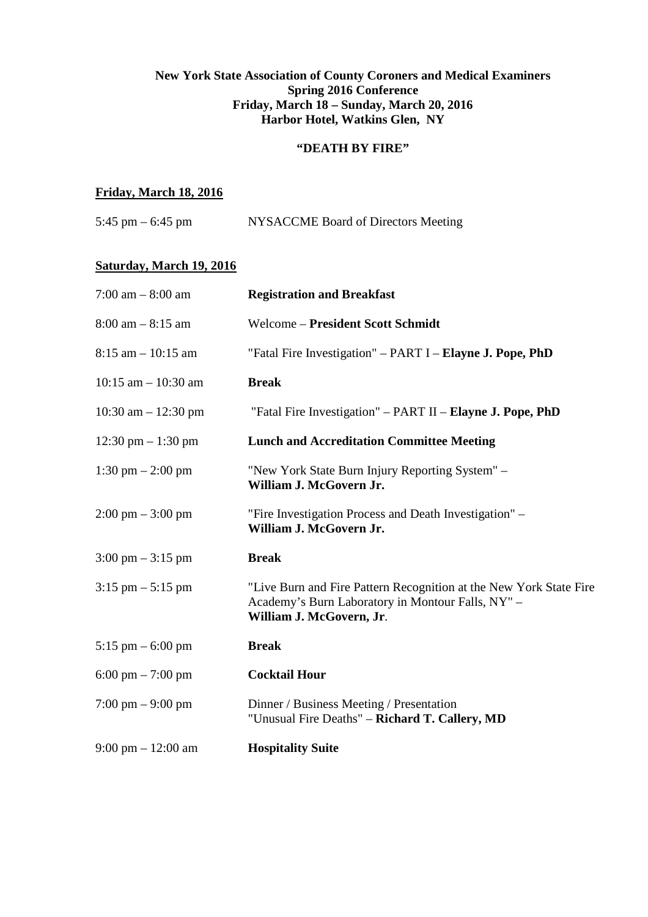**New York State Association of County Coroners and Medical Examiners**
**Spring 2016 Conference**
**Friday, March 18 – Sunday, March 20, 2016**
**Harbor Hotel, Watkins Glen, NY**

**"DEATH BY FIRE"**

**Friday, March 18, 2016**

| | |
|---|---|
| 5:45 pm – 6:45 pm | NYSACCME Board of Directors Meeting |

**Saturday, March 19, 2016**

| | |
|---|---|
| 7:00 am – 8:00 am | **Registration and Breakfast** |
| 8:00 am – 8:15 am | Welcome – **President Scott Schmidt** |
| 8:15 am – 10:15 am | "Fatal Fire Investigation" – PART I – **Elayne J. Pope, PhD** |
| 10:15 am – 10:30 am | **Break** |
| 10:30 am – 12:30 pm | "Fatal Fire Investigation" – PART II – **Elayne J. Pope, PhD** |
| 12:30 pm – 1:30 pm | **Lunch and Accreditation Committee Meeting** |
| 1:30 pm – 2:00 pm | "New York State Burn Injury Reporting System" – **William J. McGovern Jr.** |
| 2:00 pm – 3:00 pm | "Fire Investigation Process and Death Investigation" – **William J. McGovern Jr.** |
| 3:00 pm – 3:15 pm | **Break** |
| 3:15 pm – 5:15 pm | "Live Burn and Fire Pattern Recognition at the New York State Fire Academy's Burn Laboratory in Montour Falls, NY" – **William J. McGovern, Jr**. |
| 5:15 pm – 6:00 pm | **Break** |
| 6:00 pm – 7:00 pm | **Cocktail Hour** |
| 7:00 pm – 9:00 pm | Dinner / Business Meeting / Presentation "Unusual Fire Deaths" – **Richard T. Callery, MD** |
| 9:00 pm – 12:00 am | **Hospitality Suite** |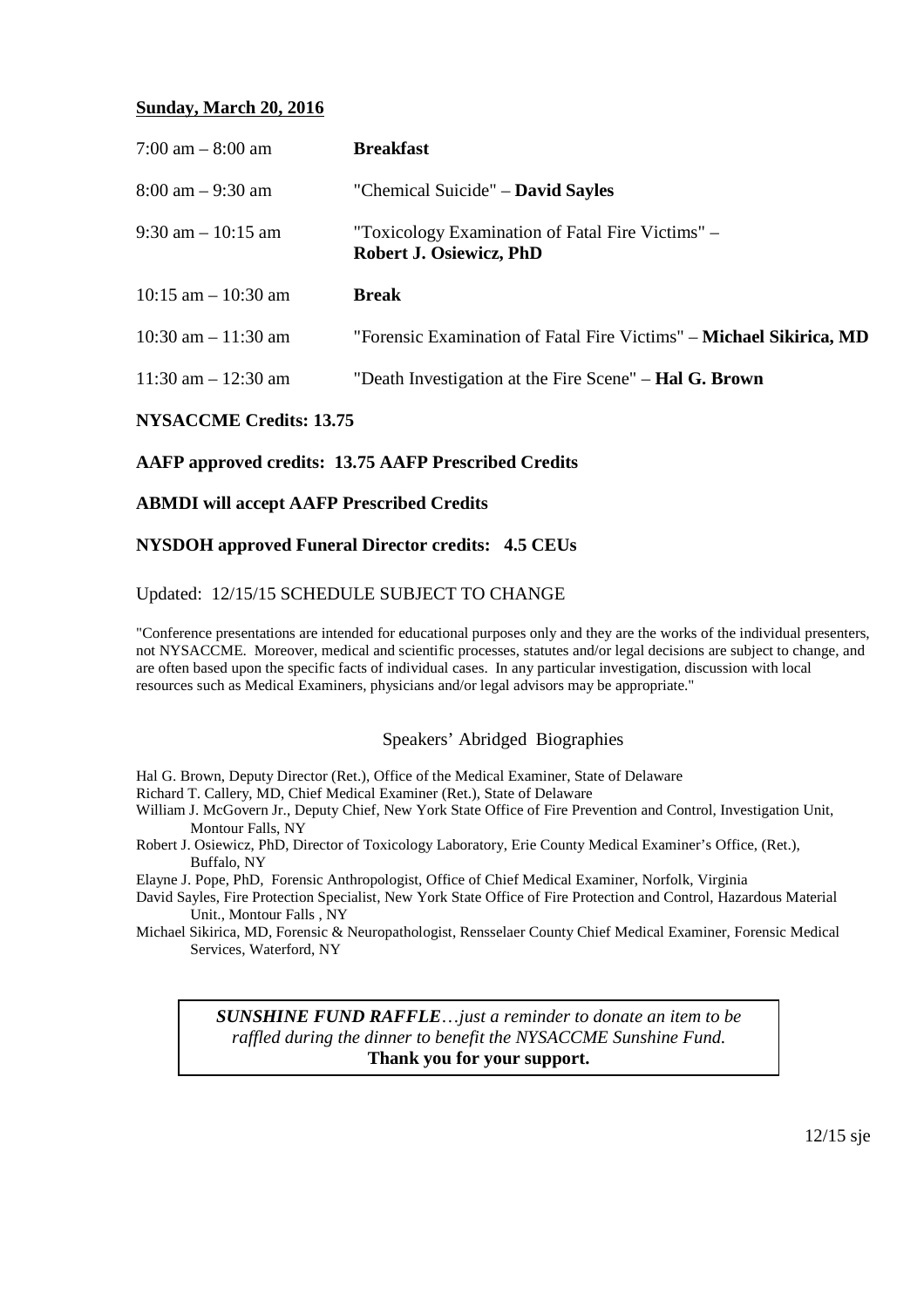**Sunday, March 20, 2016**

| | |
|---|---|
| 7:00 am – 8:00 am | **Breakfast** |
| 8:00 am – 9:30 am | "Chemical Suicide" – **David Sayles** |
| 9:30 am – 10:15 am | "Toxicology Examination of Fatal Fire Victims" – **Robert J. Osiewicz, PhD** |
| 10:15 am – 10:30 am | **Break** |
| 10:30 am – 11:30 am | "Forensic Examination of Fatal Fire Victims" – **Michael Sikirica, MD** |
| 11:30 am – 12:30 am | "Death Investigation at the Fire Scene" – **Hal G. Brown** |

**NYSACCME Credits: 13.75**

**AAFP approved credits: 13.75 AAFP Prescribed Credits**

**ABMDI will accept AAFP Prescribed Credits**

**NYSDOH approved Funeral Director credits: 4.5 CEUs**

Updated: 12/15/15 SCHEDULE SUBJECT TO CHANGE

"Conference presentations are intended for educational purposes only and they are the works of the individual presenters, not NYSACCME. Moreover, medical and scientific processes, statutes and/or legal decisions are subject to change, and are often based upon the specific facts of individual cases. In any particular investigation, discussion with local resources such as Medical Examiners, physicians and/or legal advisors may be appropriate."

## Speakers' Abridged Biographies

Hal G. Brown, Deputy Director (Ret.), Office of the Medical Examiner, State of Delaware

Richard T. Callery, MD, Chief Medical Examiner (Ret.), State of Delaware

William J. McGovern Jr., Deputy Chief, New York State Office of Fire Prevention and Control, Investigation Unit, Montour Falls, NY

Robert J. Osiewicz, PhD, Director of Toxicology Laboratory, Erie County Medical Examiner's Office, (Ret.), Buffalo, NY

Elayne J. Pope, PhD, Forensic Anthropologist, Office of Chief Medical Examiner, Norfolk, Virginia

David Sayles, Fire Protection Specialist, New York State Office of Fire Protection and Control, Hazardous Material Unit., Montour Falls , NY

Michael Sikirica, MD, Forensic & Neuropathologist, Rensselaer County Chief Medical Examiner, Forensic Medical Services, Waterford, NY

***SUNSHINE FUND RAFFLE****…just a reminder to donate an item to be raffled during the dinner to benefit the NYSACCME Sunshine Fund.*
**Thank you for your support.**

12/15 sje